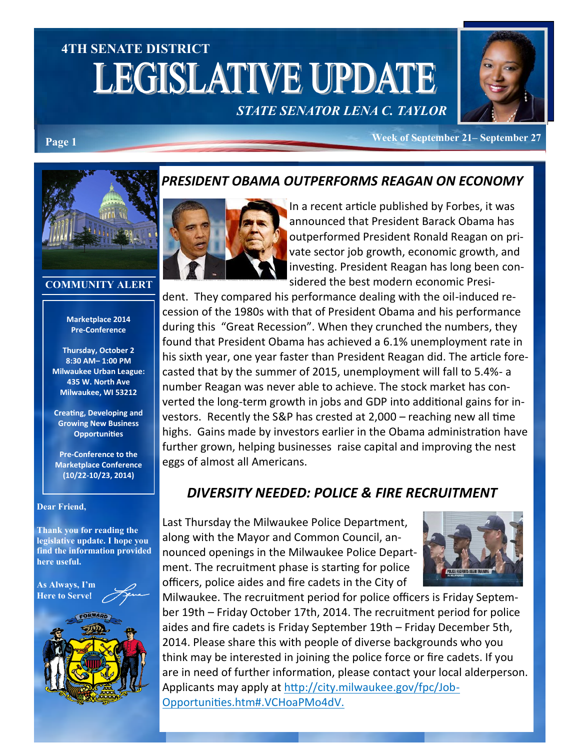# 4TH SENATE DISTRICT LEGISLATIVE UPDATE

*STATE SENATOR LENA C. TAYLOR*

Week of September 21– September 27

## PRESIDENT OBAMA OUTPERFORMS REAGAN ON ECONOMY

In a recent article published by Forbes, it was announced that President Barack Obama has outperformed President Ronald Reagan on private sector job growth, economic growth, and investing. President Reagan has long been considered the best modern economic President. They compared his performance dealing with the oil-induced recession of the 1980s with that of President Obama and his performance during this "Great Recession". When they crunched the numbers, they found that President Obama has achieved a 6.1% unemployment rate in his sixth year, one year faster than President Reagan did. The article forecasted that by the summer of 2015, unemployment will fall to 5.4%- a number Reagan was never able to achieve. The stock market has converted the long-term growth in jobs and GDP into additional gains for investors. Recently the S&P has crested at 2,000 – reaching new all time highs. Gains made by investors earlier in the Obama administration have further grown, helping businesses raise capital and improving the nest eggs of almost all Americans.

## DIVERSITY NEEDED: POLICE & FIRE RECRUITMENT

Last Thursday the Milwaukee Police Department, along with the Mayor and Common Council, announced openings in the Milwaukee Police Department. The recruitment phase is starting for police officers, police aides and fire cadets in the City of Milwaukee. The recruitment period for police officers is Friday September 19th – Friday October 17th, 2014. The recruitment period for police aides and fire cadets is Friday September 19th – Friday December 5th, 2014. Please share this with people of diverse backgrounds who you think may be interested in joining the police force or fire cadets. If you are in need of further information, please contact your local alderperson. Applicants may apply at http://city.milwaukee.gov/fpc/Job-Opportunities.htm#.VCHoaPMo4dV.

## COMMUNITY ALERT

**Marketplace 2014 Pre-Conference**

**Thursday, October 2**
**8:30 AM– 1:00 PM**
**Milwaukee Urban League:**
**435 W. North Ave**
**Milwaukee, WI 53212**

**Creating, Developing and Growing New Business Opportunities**

**Pre-Conference to the Marketplace Conference (10/22-10/23, 2014)**

**Dear Friend,**

**Thank you for reading the legislative update. I hope you find the information provided here useful.**

**As Always, I'm Here to Serve!**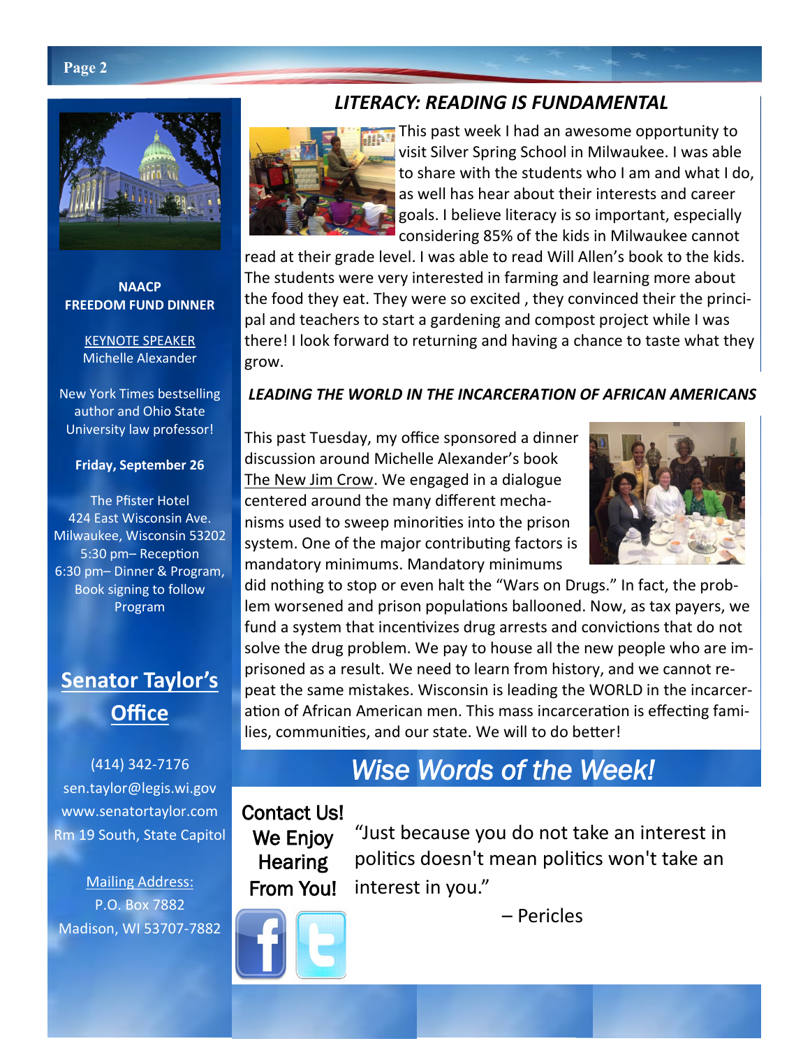## LITERACY: READING IS FUNDAMENTAL

This past week I had an awesome opportunity to visit Silver Spring School in Milwaukee. I was able to share with the students who I am and what I do, as well has hear about their interests and career goals. I believe literacy is so important, especially considering 85% of the kids in Milwaukee cannot read at their grade level. I was able to read Will Allen's book to the kids. The students were very interested in farming and learning more about the food they eat. They were so excited , they convinced their the principal and teachers to start a gardening and compost project while I was there! I look forward to returning and having a chance to taste what they grow.

## LEADING THE WORLD IN THE INCARCERATION OF AFRICAN AMERICANS

This past Tuesday, my office sponsored a dinner discussion around Michelle Alexander's book The New Jim Crow. We engaged in a dialogue centered around the many different mechanisms used to sweep minorities into the prison system. One of the major contributing factors is mandatory minimums. Mandatory minimums did nothing to stop or even halt the "Wars on Drugs." In fact, the problem worsened and prison populations ballooned. Now, as tax payers, we fund a system that incentivizes drug arrests and convictions that do not solve the drug problem. We pay to house all the new people who are imprisoned as a result. We need to learn from history, and we cannot repeat the same mistakes. Wisconsin is leading the WORLD in the incarceration of African American men. This mass incarceration is effecting families, communities, and our state. We will to do better!

**NAACP**
**FREEDOM FUND DINNER**

KEYNOTE SPEAKER
Michelle Alexander

New York Times bestselling author and Ohio State University law professor!

**Friday, September 26**

The Pfister Hotel
424 East Wisconsin Ave.
Milwaukee, Wisconsin 53202
5:30 pm– Reception
6:30 pm– Dinner & Program,
Book signing to follow Program

## Senator Taylor's Office

(414) 342-7176
sen.taylor@legis.wi.gov
www.senatortaylor.com
Rm 19 South, State Capitol

Mailing Address:
P.O. Box 7882
Madison, WI 53707-7882

## Wise Words of the Week!

"Just because you do not take an interest in politics doesn't mean politics won't take an interest in you."

– Pericles

Contact Us! We Enjoy Hearing From You!